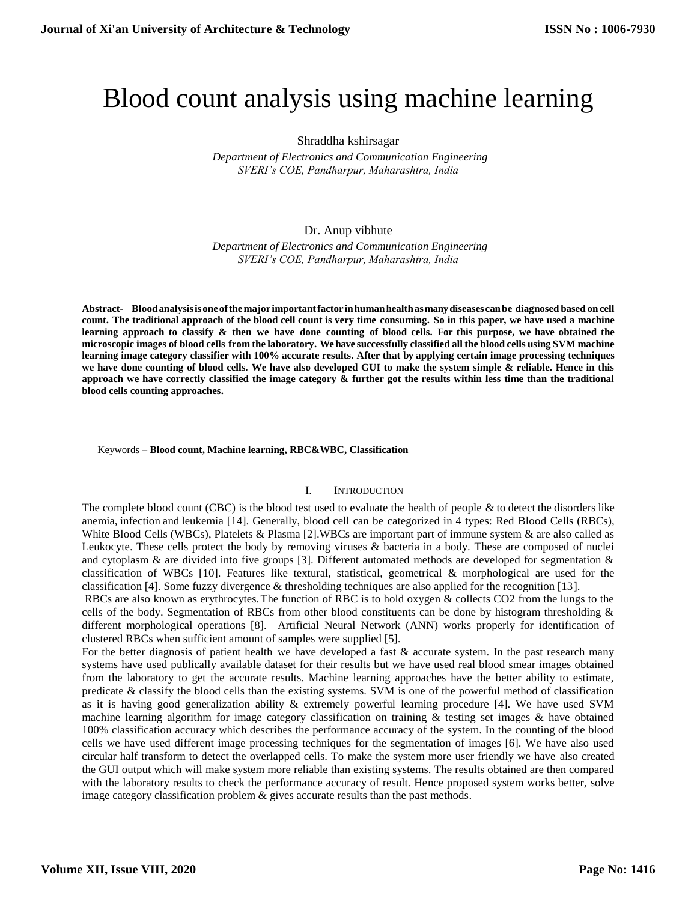# Blood count analysis using machine learning

Shraddha kshirsagar

*Department of Electronics and Communication Engineering*
*SVERI's COE, Pandharpur, Maharashtra, India*

Dr. Anup vibhute

*Department of Electronics and Communication Engineering*
*SVERI's COE, Pandharpur, Maharashtra, India*

**Abstract- Blood analysis is one of the major important factor in human health as many diseases can be diagnosed based on cell count. The traditional approach of the blood cell count is very time consuming. So in this paper, we have used a machine learning approach to classify & then we have done counting of blood cells. For this purpose, we have obtained the microscopic images of blood cells from the laboratory. We have successfully classified all the blood cells using SVM machine learning image category classifier with 100% accurate results. After that by applying certain image processing techniques we have done counting of blood cells. We have also developed GUI to make the system simple & reliable. Hence in this approach we have correctly classified the image category & further got the results within less time than the traditional blood cells counting approaches.**

Keywords – **Blood count, Machine learning, RBC&WBC, Classification**

## I. INTRODUCTION

The complete blood count (CBC) is the blood test used to evaluate the health of people & to detect the disorders like anemia, infection and leukemia [14]. Generally, blood cell can be categorized in 4 types: Red Blood Cells (RBCs), White Blood Cells (WBCs), Platelets & Plasma [2].WBCs are important part of immune system & are also called as Leukocyte. These cells protect the body by removing viruses & bacteria in a body. These are composed of nuclei and cytoplasm & are divided into five groups [3]. Different automated methods are developed for segmentation & classification of WBCs [10]. Features like textural, statistical, geometrical & morphological are used for the classification [4]. Some fuzzy divergence & thresholding techniques are also applied for the recognition [13].

RBCs are also known as erythrocytes. The function of RBC is to hold oxygen & collects $CO_2$ from the lungs to the cells of the body. Segmentation of RBCs from other blood constituents can be done by histogram thresholding & different morphological operations [8]. Artificial Neural Network (ANN) works properly for identification of clustered RBCs when sufficient amount of samples were supplied [5].

For the better diagnosis of patient health we have developed a fast & accurate system. In the past research many systems have used publically available dataset for their results but we have used real blood smear images obtained from the laboratory to get the accurate results. Machine learning approaches have the better ability to estimate, predicate & classify the blood cells than the existing systems. SVM is one of the powerful method of classification as it is having good generalization ability & extremely powerful learning procedure [4]. We have used SVM machine learning algorithm for image category classification on training & testing set images & have obtained 100% classification accuracy which describes the performance accuracy of the system. In the counting of the blood cells we have used different image processing techniques for the segmentation of images [6]. We have also used circular half transform to detect the overlapped cells. To make the system more user friendly we have also created the GUI output which will make system more reliable than existing systems. The results obtained are then compared with the laboratory results to check the performance accuracy of result. Hence proposed system works better, solve image category classification problem & gives accurate results than the past methods.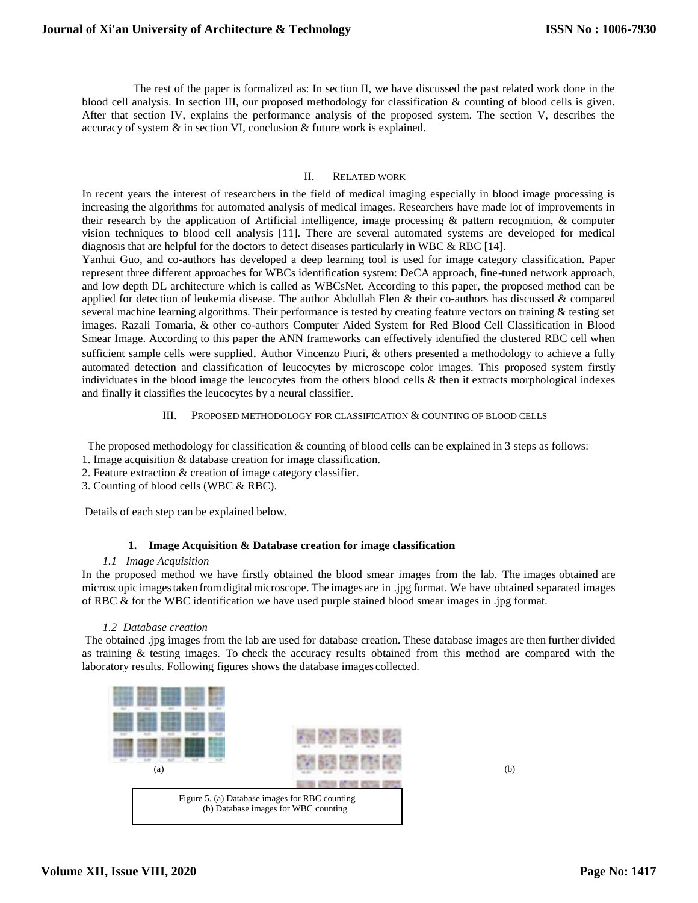The rest of the paper is formalized as: In section II, we have discussed the past related work done in the blood cell analysis. In section III, our proposed methodology for classification & counting of blood cells is given. After that section IV, explains the performance analysis of the proposed system. The section V, describes the accuracy of system & in section VI, conclusion & future work is explained.

## II. Related work

In recent years the interest of researchers in the field of medical imaging especially in blood image processing is increasing the algorithms for automated analysis of medical images. Researchers have made lot of improvements in their research by the application of Artificial intelligence, image processing & pattern recognition, & computer vision techniques to blood cell analysis [11]. There are several automated systems are developed for medical diagnosis that are helpful for the doctors to detect diseases particularly in WBC & RBC [14].

Yanhui Guo, and co-authors has developed a deep learning tool is used for image category classification. Paper represent three different approaches for WBCs identification system: DeCA approach, fine-tuned network approach, and low depth DL architecture which is called as WBCsNet. According to this paper, the proposed method can be applied for detection of leukemia disease. The author Abdullah Elen & their co-authors has discussed & compared several machine learning algorithms. Their performance is tested by creating feature vectors on training & testing set images. Razali Tomaria, & other co-authors Computer Aided System for Red Blood Cell Classification in Blood Smear Image. According to this paper the ANN frameworks can effectively identified the clustered RBC cell when sufficient sample cells were supplied. Author Vincenzo Piuri, & others presented a methodology to achieve a fully automated detection and classification of leucocytes by microscope color images. This proposed system firstly individuates in the blood image the leucocytes from the others blood cells & then it extracts morphological indexes and finally it classifies the leucocytes by a neural classifier.

## III. Proposed methodology for classification & counting of blood cells

The proposed methodology for classification & counting of blood cells can be explained in 3 steps as follows:

1. Image acquisition & database creation for image classification.
2. Feature extraction & creation of image category classifier.
3. Counting of blood cells (WBC & RBC).

Details of each step can be explained below.

### 1. Image Acquisition & Database creation for image classification

#### *1.1 Image Acquisition*

In the proposed method we have firstly obtained the blood smear images from the lab. The images obtained are microscopic images taken from digital microscope. The images are in .jpg format. We have obtained separated images of RBC & for the WBC identification we have used purple stained blood smear images in .jpg format.

#### *1.2 Database creation*

The obtained .jpg images from the lab are used for database creation. These database images are then further divided as training & testing images. To check the accuracy results obtained from this method are compared with the laboratory results. Following figures shows the database images collected.

(a) (b)

Figure 5. (a) Database images for RBC counting
(b) Database images for WBC counting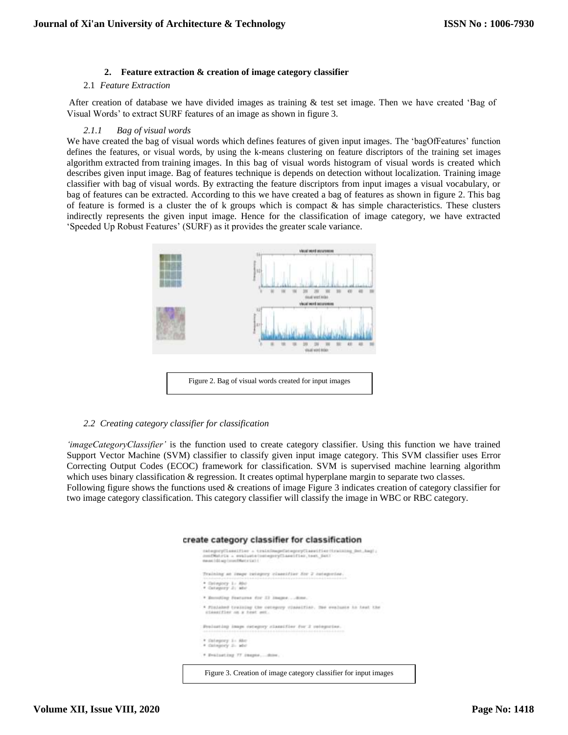## 2. Feature extraction & creation of image category classifier

### 2.1 *Feature Extraction*

After creation of database we have divided images as training & test set image. Then we have created 'Bag of Visual Words' to extract SURF features of an image as shown in figure 3.

#### *2.1.1 Bag of visual words*

We have created the bag of visual words which defines features of given input images. The 'bagOfFeatures' function defines the features, or visual words, by using the k-means clustering on feature discriptors of the training set images algorithm extracted from training images. In this bag of visual words histogram of visual words is created which describes given input image. Bag of features technique is depends on detection without localization. Training image classifier with bag of visual words. By extracting the feature discriptors from input images a visual vocabulary, or bag of features can be extracted. According to this we have created a bag of features as shown in figure 2. This bag of feature is formed is a cluster the of k groups which is compact & has simple characteristics. These clusters indirectly represents the given input image. Hence for the classification of image category, we have extracted 'Speeded Up Robust Features' (SURF) as it provides the greater scale variance.

Figure 2. Bag of visual words created for input images

### *2.2 Creating category classifier for classification*

*'imageCategoryClassifier'* is the function used to create category classifier. Using this function we have trained Support Vector Machine (SVM) classifier to classify given input image category. This SVM classifier uses Error Correcting Output Codes (ECOC) framework for classification. SVM is supervised machine learning algorithm which uses binary classification & regression. It creates optimal hyperplane margin to separate two classes.
Following figure shows the functions used & creations of image Figure 3 indicates creation of category classifier for two image category classification. This category classifier will classify the image in WBC or RBC category.

Figure 3. Creation of image category classifier for input images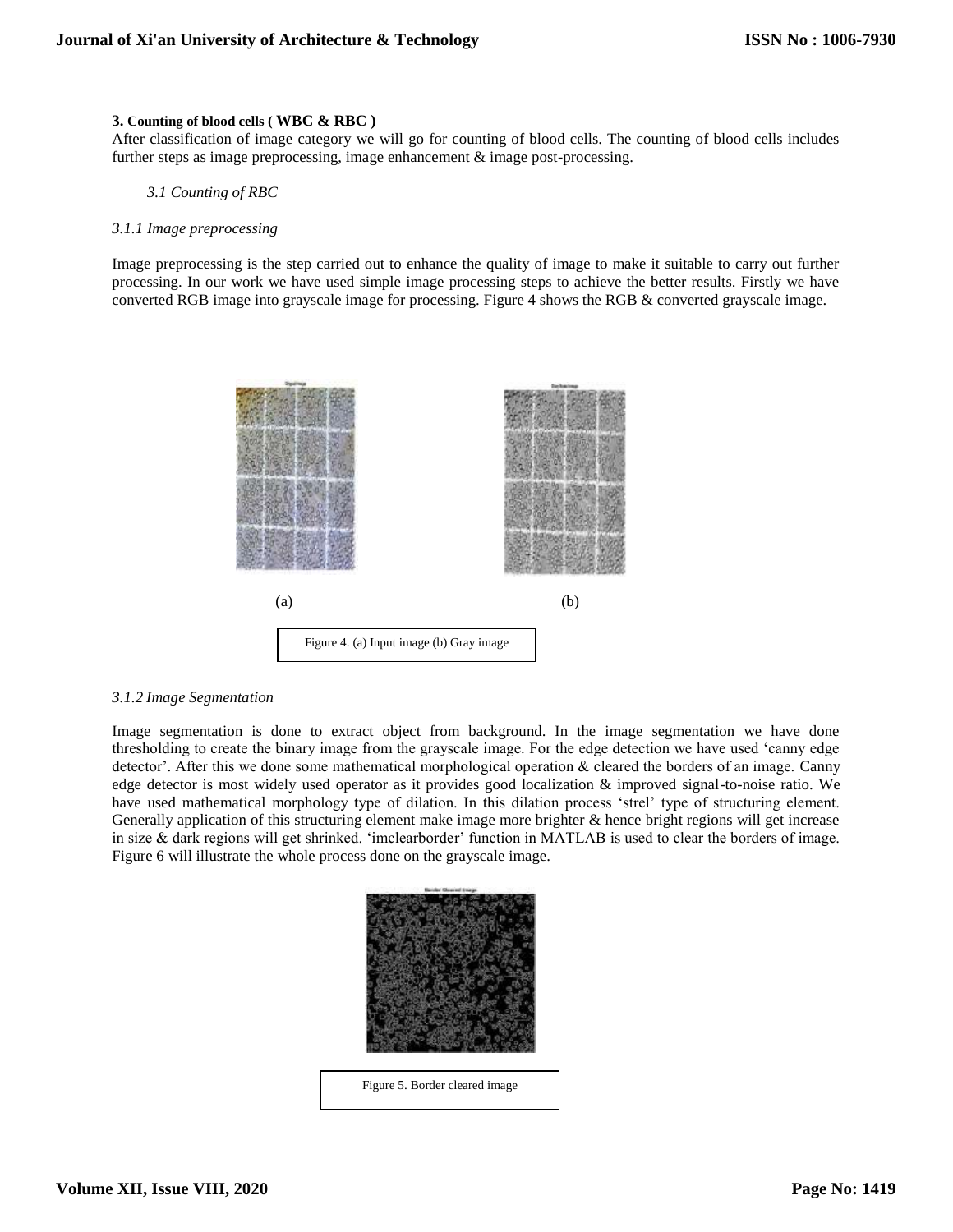### 3. Counting of blood cells ( WBC & RBC )

After classification of image category we will go for counting of blood cells. The counting of blood cells includes further steps as image preprocessing, image enhancement & image post-processing.

*3.1 Counting of RBC*

*3.1.1 Image preprocessing*

Image preprocessing is the step carried out to enhance the quality of image to make it suitable to carry out further processing. In our work we have used simple image processing steps to achieve the better results. Firstly we have converted RGB image into grayscale image for processing. Figure 4 shows the RGB & converted grayscale image.

(a) (b)

Figure 4. (a) Input image (b) Gray image

*3.1.2 Image Segmentation*

Image segmentation is done to extract object from background. In the image segmentation we have done thresholding to create the binary image from the grayscale image. For the edge detection we have used 'canny edge detector'. After this we done some mathematical morphological operation & cleared the borders of an image. Canny edge detector is most widely used operator as it provides good localization & improved signal-to-noise ratio. We have used mathematical morphology type of dilation. In this dilation process 'strel' type of structuring element. Generally application of this structuring element make image more brighter & hence bright regions will get increase in size & dark regions will get shrinked. 'imclearborder' function in MATLAB is used to clear the borders of image. Figure 6 will illustrate the whole process done on the grayscale image.

Figure 5. Border cleared image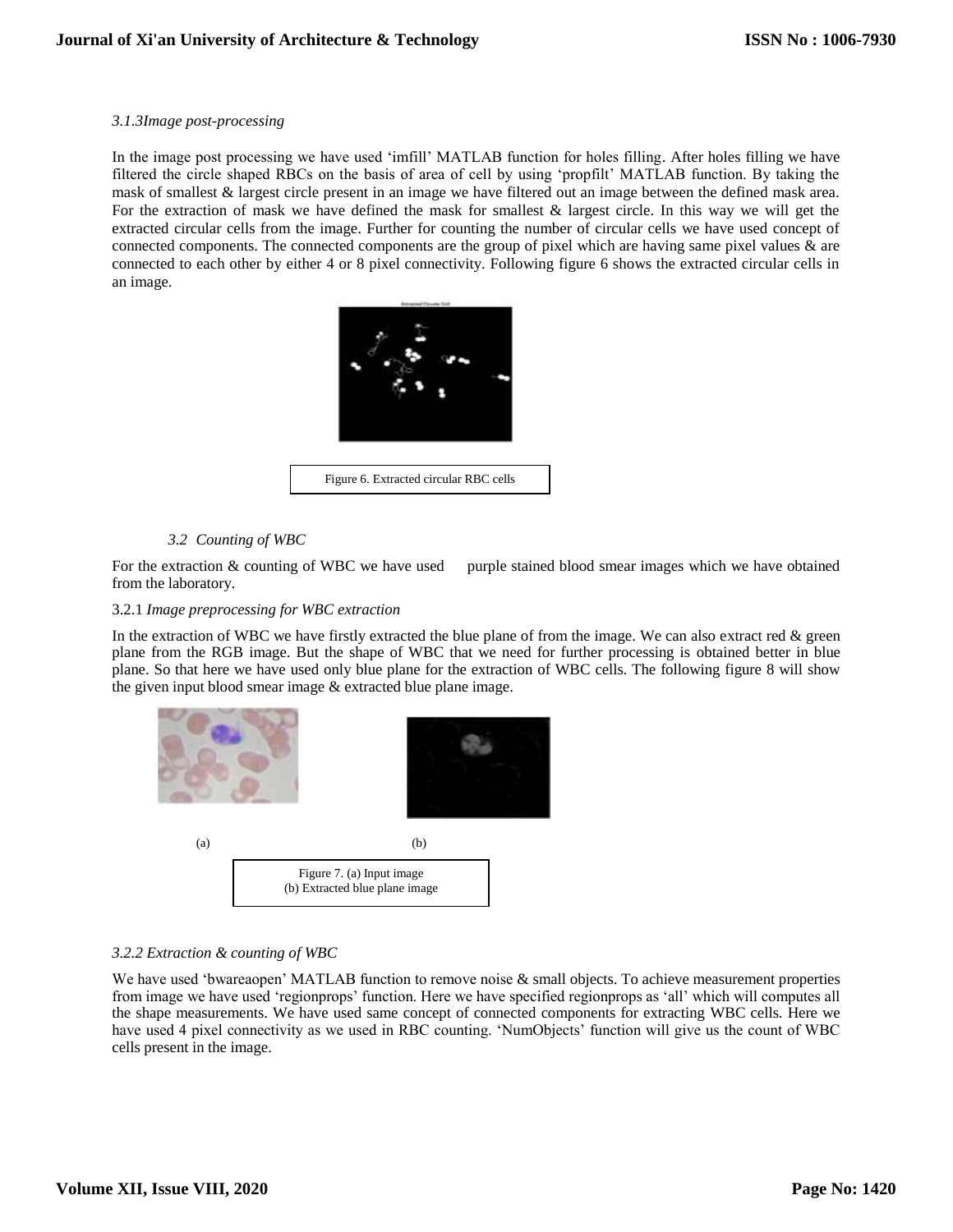*3.1.3Image post-processing*

In the image post processing we have used 'imfill' MATLAB function for holes filling. After holes filling we have filtered the circle shaped RBCs on the basis of area of cell by using 'propfilt' MATLAB function. By taking the mask of smallest & largest circle present in an image we have filtered out an image between the defined mask area. For the extraction of mask we have defined the mask for smallest & largest circle. In this way we will get the extracted circular cells from the image. Further for counting the number of circular cells we have used concept of connected components. The connected components are the group of pixel which are having same pixel values & are connected to each other by either 4 or 8 pixel connectivity. Following figure 6 shows the extracted circular cells in an image.

Figure 6. Extracted circular RBC cells

*3.2 Counting of WBC*

For the extraction & counting of WBC we have used purple stained blood smear images which we have obtained from the laboratory.

3.2.1 *Image preprocessing for WBC extraction*

In the extraction of WBC we have firstly extracted the blue plane of from the image. We can also extract red & green plane from the RGB image. But the shape of WBC that we need for further processing is obtained better in blue plane. So that here we have used only blue plane for the extraction of WBC cells. The following figure 8 will show the given input blood smear image & extracted blue plane image.

(a) (b)

Figure 7. (a) Input image
(b) Extracted blue plane image

*3.2.2 Extraction & counting of WBC*

We have used 'bwareaopen' MATLAB function to remove noise & small objects. To achieve measurement properties from image we have used 'regionprops' function. Here we have specified regionprops as 'all' which will computes all the shape measurements. We have used same concept of connected components for extracting WBC cells. Here we have used 4 pixel connectivity as we used in RBC counting. 'NumObjects' function will give us the count of WBC cells present in the image.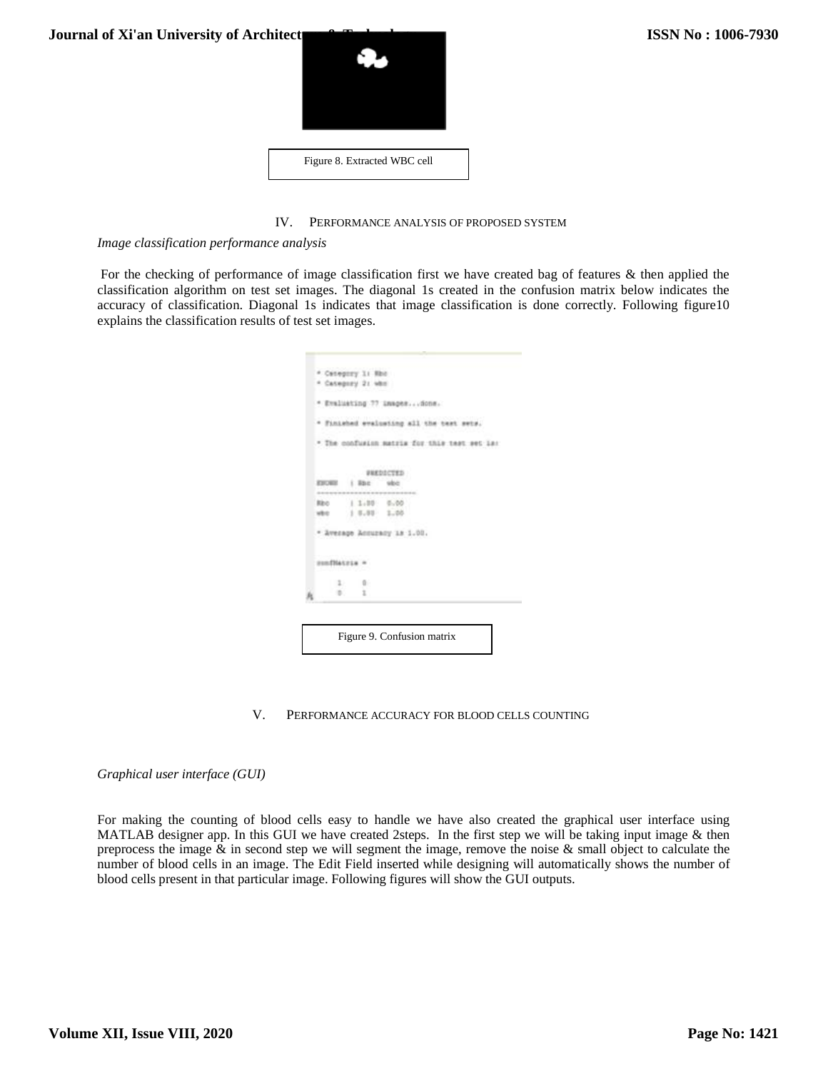Figure 8. Extracted WBC cell

## IV. PERFORMANCE ANALYSIS OF PROPOSED SYSTEM

*Image classification performance analysis*

For the checking of performance of image classification first we have created bag of features & then applied the classification algorithm on test set images. The diagonal 1s created in the confusion matrix below indicates the accuracy of classification. Diagonal 1s indicates that image classification is done correctly. Following figure10 explains the classification results of test set images.

```
* Category 1: Rbc
* Category 2: wbc

* Evaluating 77 images...done.

* Finished evaluating all the test sets.

* The confusion matrix for this test set is:

              PREDICTED
KNOWN    | Rbc     wbc
--------------------------
Rbc      | 1.00    0.00
wbc      | 0.00    1.00

* Average Accuracy is 1.00.

confMatrix =

     1     0
     0     1
```

Figure 9. Confusion matrix

## V. PERFORMANCE ACCURACY FOR BLOOD CELLS COUNTING

*Graphical user interface (GUI)*

For making the counting of blood cells easy to handle we have also created the graphical user interface using MATLAB designer app. In this GUI we have created 2steps. In the first step we will be taking input image & then preprocess the image & in second step we will segment the image, remove the noise & small object to calculate the number of blood cells in an image. The Edit Field inserted while designing will automatically shows the number of blood cells present in that particular image. Following figures will show the GUI outputs.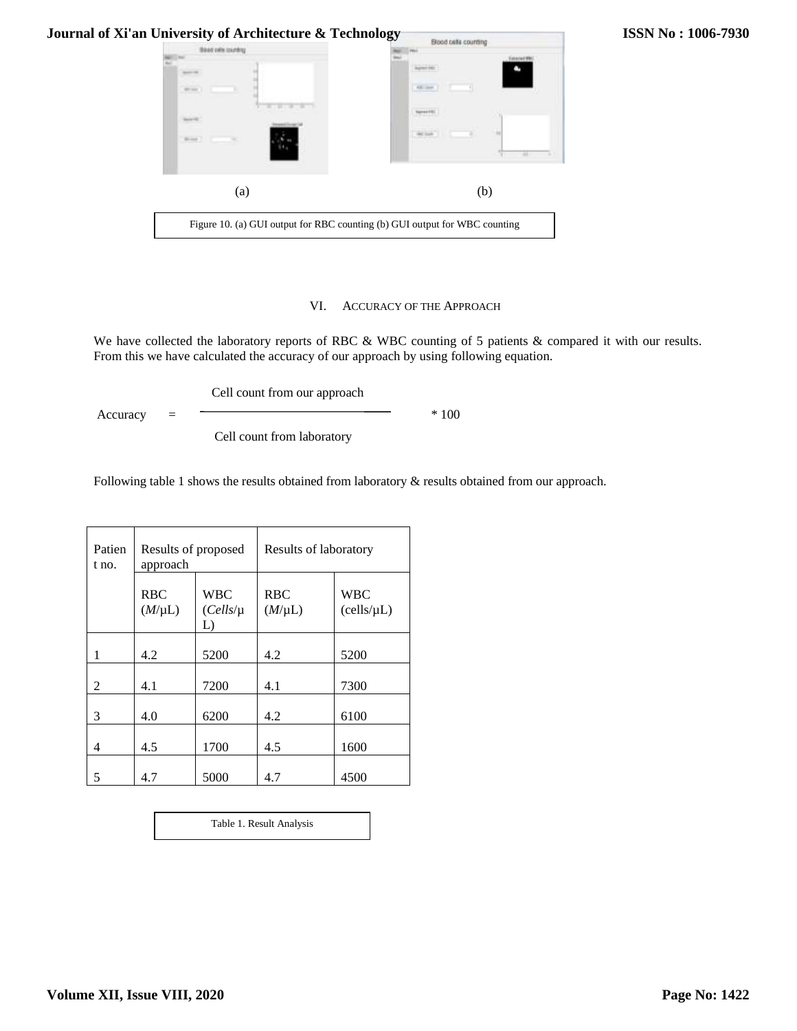(a) (b)

Figure 10. (a) GUI output for RBC counting (b) GUI output for WBC counting

## VI. Accuracy of the Approach

We have collected the laboratory reports of RBC & WBC counting of 5 patients & compared it with our results. From this we have calculated the accuracy of our approach by using following equation.

$$\text{Accuracy} = \frac{\text{Cell count from our approach}}{\text{Cell count from laboratory}} * 100$$

Following table 1 shows the results obtained from laboratory & results obtained from our approach.

| Patient no. | Results of proposed approach | | Results of laboratory | |
|---|---|---|---|---|
| | RBC ($M$/μL) | WBC (*Cells*/μL) | RBC ($M$/μL) | WBC (cells/μL) |
| 1 | 4.2 | 5200 | 4.2 | 5200 |
| 2 | 4.1 | 7200 | 4.1 | 7300 |
| 3 | 4.0 | 6200 | 4.2 | 6100 |
| 4 | 4.5 | 1700 | 4.5 | 1600 |
| 5 | 4.7 | 5000 | 4.7 | 4500 |

Table 1. Result Analysis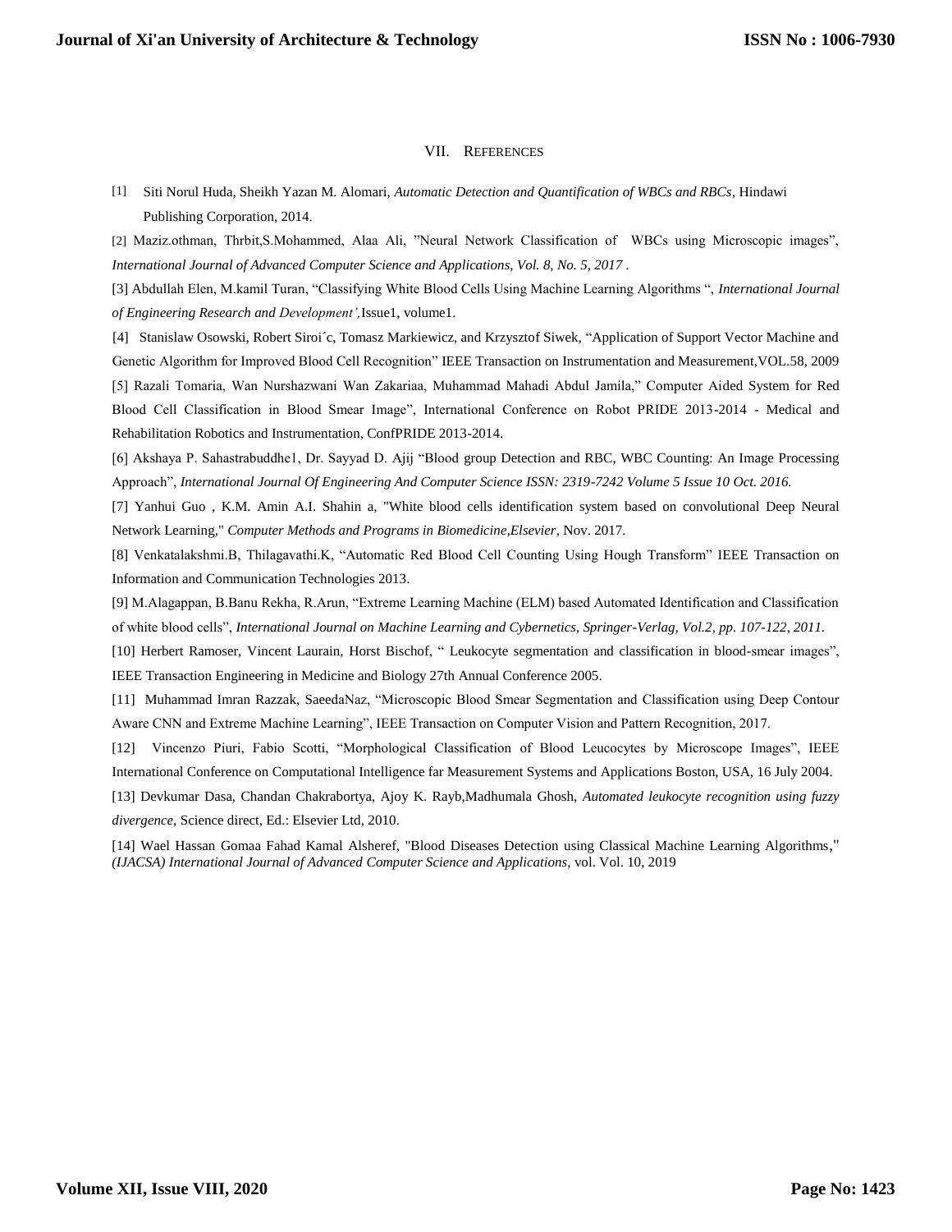## VII. References

[1] Siti Norul Huda, Sheikh Yazan M. Alomari, *Automatic Detection and Quantification of WBCs and RBCs*, Hindawi Publishing Corporation, 2014.

[2] Maziz.othman, Thrbit,S.Mohammed, Alaa Ali, "Neural Network Classification of WBCs using Microscopic images", *International Journal of Advanced Computer Science and Applications, Vol. 8, No. 5, 2017* .

[3] Abdullah Elen, M.kamil Turan, "Classifying White Blood Cells Using Machine Learning Algorithms ", *International Journal of Engineering Research and Development',* Issue1, volume1.

[4] Stanislaw Osowski, Robert Siroi´c, Tomasz Markiewicz, and Krzysztof Siwek, "Application of Support Vector Machine and Genetic Algorithm for Improved Blood Cell Recognition" IEEE Transaction on Instrumentation and Measurement,VOL.58, 2009

[5] Razali Tomaria, Wan Nurshazwani Wan Zakariaa, Muhammad Mahadi Abdul Jamila," Computer Aided System for Red Blood Cell Classification in Blood Smear Image", International Conference on Robot PRIDE 2013-2014 - Medical and Rehabilitation Robotics and Instrumentation, ConfPRIDE 2013-2014.

[6] Akshaya P. Sahastrabuddhe1, Dr. Sayyad D. Ajij "Blood group Detection and RBC, WBC Counting: An Image Processing Approach", *International Journal Of Engineering And Computer Science ISSN: 2319-7242 Volume 5 Issue 10 Oct. 2016.*

[7] Yanhui Guo , K.M. Amin A.I. Shahin a, "White blood cells identification system based on convolutional Deep Neural Network Learning," *Computer Methods and Programs in Biomedicine,Elsevier*, Nov. 2017.

[8] Venkatalakshmi.B, Thilagavathi.K, "Automatic Red Blood Cell Counting Using Hough Transform" IEEE Transaction on Information and Communication Technologies 2013.

[9] M.Alagappan, B.Banu Rekha, R.Arun, "Extreme Learning Machine (ELM) based Automated Identification and Classification of white blood cells", *International Journal on Machine Learning and Cybernetics, Springer-Verlag, Vol.2, pp. 107-122, 2011.*

[10] Herbert Ramoser, Vincent Laurain, Horst Bischof, " Leukocyte segmentation and classification in blood-smear images", IEEE Transaction Engineering in Medicine and Biology 27th Annual Conference 2005.

[11] Muhammad Imran Razzak, SaeedaNaz, "Microscopic Blood Smear Segmentation and Classification using Deep Contour Aware CNN and Extreme Machine Learning", IEEE Transaction on Computer Vision and Pattern Recognition, 2017.

[12] Vincenzo Piuri, Fabio Scotti, "Morphological Classification of Blood Leucocytes by Microscope Images", IEEE International Conference on Computational Intelligence far Measurement Systems and Applications Boston, USA, 16 July 2004.

[13] Devkumar Dasa, Chandan Chakrabortya, Ajoy K. Rayb,Madhumala Ghosh, *Automated leukocyte recognition using fuzzy divergence*, Science direct, Ed.: Elsevier Ltd, 2010.

[14] Wael Hassan Gomaa Fahad Kamal Alsheref, "Blood Diseases Detection using Classical Machine Learning Algorithms," *(IJACSA) International Journal of Advanced Computer Science and Applications*, vol. Vol. 10, 2019